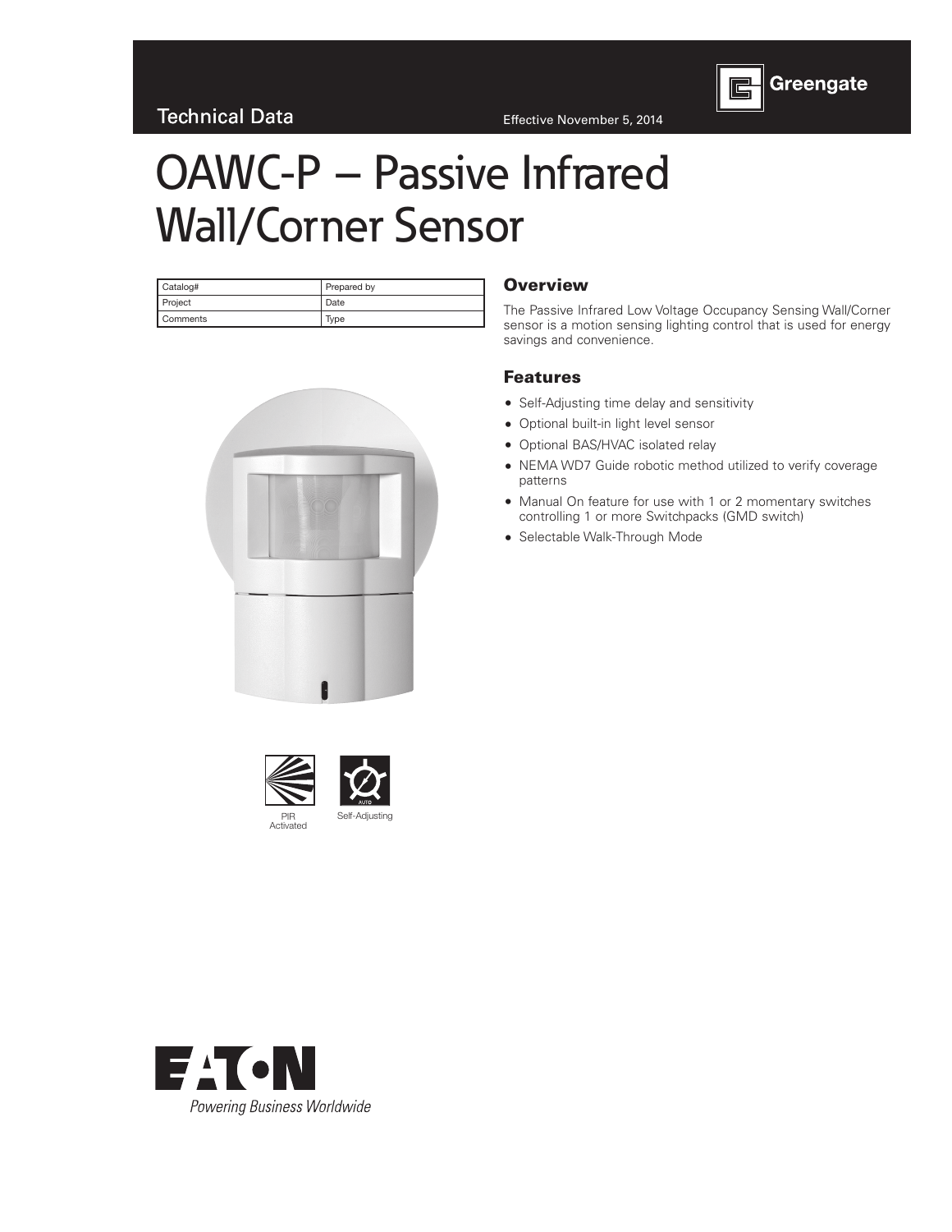Technical Data

Effective November 5, 2014

Greengate

# OAWC-P – Passive Infrared Wall/Corner Sensor

| Catalog# | Prepared by |
|---|---|
| Project | Date |
| Comments | Type |

PIR Activated

Self-Adjusting

## Overview

The Passive Infrared Low Voltage Occupancy Sensing Wall/Corner sensor is a motion sensing lighting control that is used for energy savings and convenience.

## Features

- Self-Adjusting time delay and sensitivity
- Optional built-in light level sensor
- Optional BAS/HVAC isolated relay
- NEMA WD7 Guide robotic method utilized to verify coverage patterns
- Manual On feature for use with 1 or 2 momentary switches controlling 1 or more Switchpacks (GMD switch)
- Selectable Walk-Through Mode

EATON

*Powering Business Worldwide*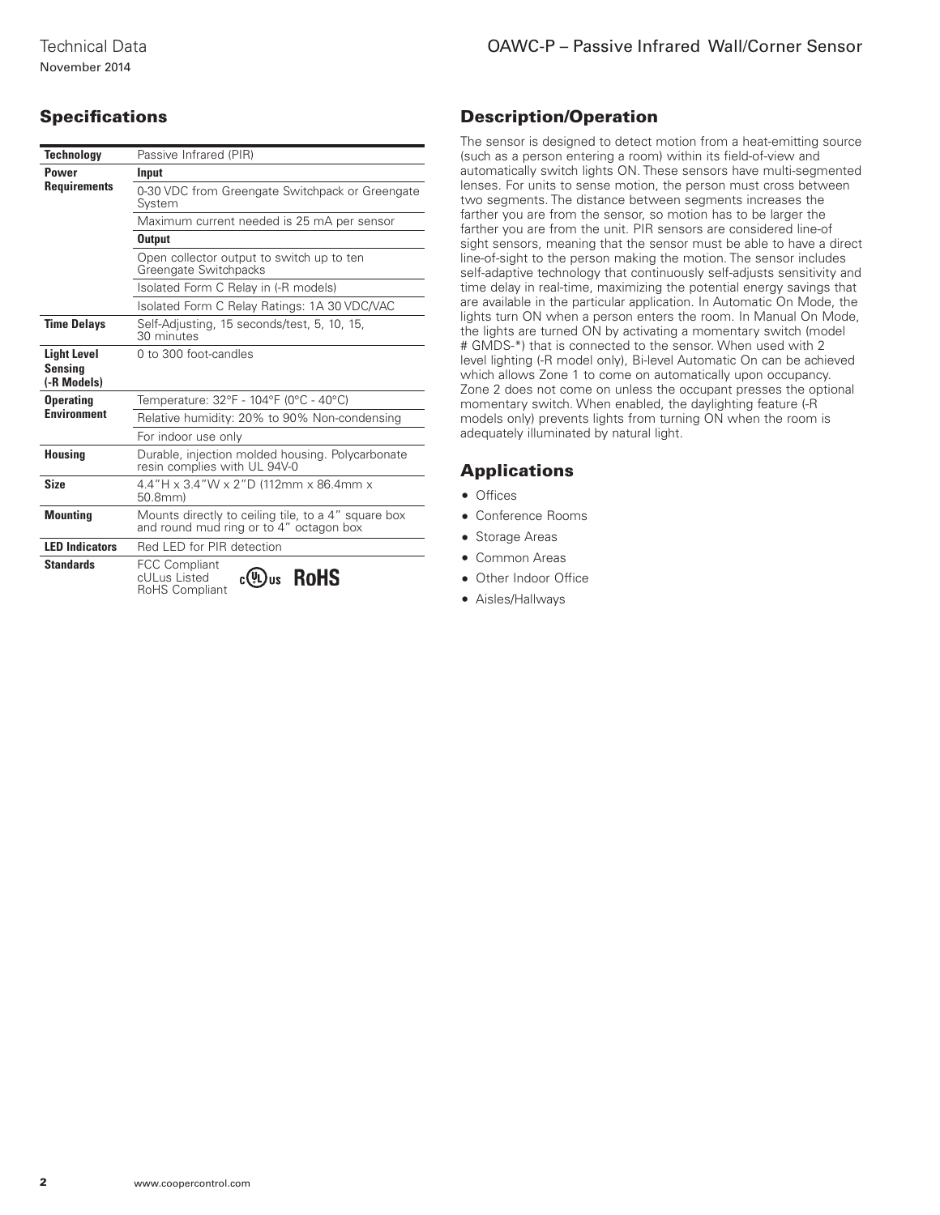## Specifications

| | |
|---|---|
| **Technology** | Passive Infrared (PIR) |
| **Power Requirements** | **Input** |
| | 0-30 VDC from Greengate Switchpack or Greengate System |
| | Maximum current needed is 25 mA per sensor |
| | **Output** |
| | Open collector output to switch up to ten Greengate Switchpacks |
| | Isolated Form C Relay in (-R models) |
| | Isolated Form C Relay Ratings: 1A 30 VDC/VAC |
| **Time Delays** | Self-Adjusting, 15 seconds/test, 5, 10, 15, 30 minutes |
| **Light Level Sensing (-R Models)** | 0 to 300 foot-candles |
| **Operating Environment** | Temperature: 32°F - 104°F (0°C - 40°C) |
| | Relative humidity: 20% to 90% Non-condensing |
| | For indoor use only |
| **Housing** | Durable, injection molded housing. Polycarbonate resin complies with UL 94V-0 |
| **Size** | 4.4"H x 3.4"W x 2"D (112mm x 86.4mm x 50.8mm) |
| **Mounting** | Mounts directly to ceiling tile, to a 4" square box and round mud ring or to 4" octagon box |
| **LED Indicators** | Red LED for PIR detection |
| **Standards** | FCC Compliant cULus Listed RoHS Compliant |

## Description/Operation

The sensor is designed to detect motion from a heat-emitting source (such as a person entering a room) within its field-of-view and automatically switch lights ON. These sensors have multi-segmented lenses. For units to sense motion, the person must cross between two segments. The distance between segments increases the farther you are from the sensor, so motion has to be larger the farther you are from the unit. PIR sensors are considered line-of sight sensors, meaning that the sensor must be able to have a direct line-of-sight to the person making the motion. The sensor includes self-adaptive technology that continuously self-adjusts sensitivity and time delay in real-time, maximizing the potential energy savings that are available in the particular application. In Automatic On Mode, the lights turn ON when a person enters the room. In Manual On Mode, the lights are turned ON by activating a momentary switch (model # GMDS-*) that is connected to the sensor. When used with 2 level lighting (-R model only), Bi-level Automatic On can be achieved which allows Zone 1 to come on automatically upon occupancy. Zone 2 does not come on unless the occupant presses the optional momentary switch. When enabled, the daylighting feature (-R models only) prevents lights from turning ON when the room is adequately illuminated by natural light.

## Applications

- Offices
- Conference Rooms
- Storage Areas
- Common Areas
- Other Indoor Office
- Aisles/Hallways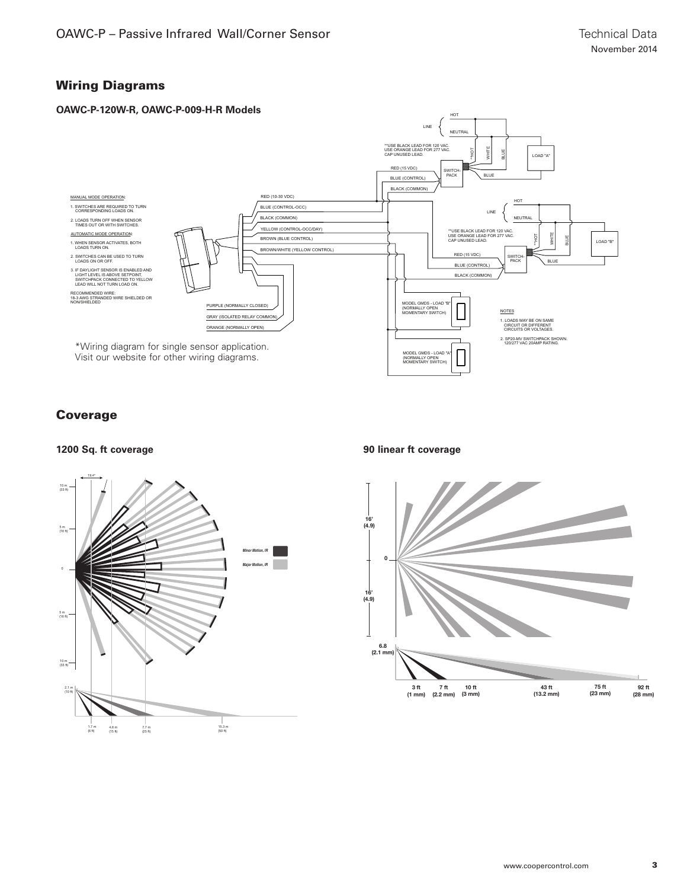## Wiring Diagrams

### OAWC-P-120W-R, OAWC-P-009-H-R Models

MANUAL MODE OPERATION:

1. SWITCHES ARE REQUIRED TO TURN CORRESPONDING LOADS ON.
2. LOADS TURN OFF WHEN SENSOR TIMES OUT OR WITH SWITCHES.

AUTOMATIC MODE OPERATION:

1. WHEN SENSOR ACTIVATES, BOTH LOADS TURN ON.
2. SWITCHES CAN BE USED TO TURN LOADS ON OR OFF.
3. IF DAYLIGHT SENSOR IS ENABLED AND LIGHT LEVEL IS ABOVE SETPOINT, SWITCHPACK CONNECTED TO YELLOW LEAD WILL NOT TURN LOAD ON.

RECOMMENDED WIRE:
18-3 AWG STRANDED WIRE SHIELDED OR NON/SHIELDED

RED (10-30 VDC)
BLUE (CONTROL-OCC)
BLACK (COMMON)
YELLOW (CONTROL-OCC/DAY)
BROWN (BLUE CONTROL)
BROWN/WHITE (YELLOW CONTROL)
PURPLE (NORMALLY CLOSED)
GRAY (ISOLATED RELAY COMMON)
ORANGE (NORMALLY OPEN)

LINE: HOT, NEUTRAL

**USE BLACK LEAD FOR 120 VAC. USE ORANGE LEAD FOR 277 VAC. CAP UNUSED LEAD.

SWITCH-PACK: RED (15 VDC), BLUE (CONTROL), BLACK (COMMON), **HOT, WHITE, BLUE

LOAD "A"

LOAD "B"

MODEL GMDS - LOAD "B" (NORMALLY OPEN MOMENTARY SWITCH)

MODEL GMDS - LOAD "A" (NORMALLY OPEN MOMENTARY SWITCH)

NOTES

1. LOADS MAY BE ON SAME CIRCUIT OR DIFFERENT CIRCUITS OR VOLTAGES.
2. SP20-MV SWITCHPACK SHOWN. 120/277 VAC 20AMP RATING.

*Wiring diagram for single sensor application. Visit our website for other wiring diagrams.

## Coverage

### 1200 Sq. ft coverage

19.4°

10 m (33 ft), 5 m (16 ft), 0, 5 m (16 ft), 10 m (33 ft)

*Minor Motion, IR*

*Major Motion, IR*

2.1 m (10 ft)

1.7 m (6 ft), 4.6 m (15 ft), 7.7 m (25 ft), 15.3 m (50 ft)

### 90 linear ft coverage

16' (4.9), 0, 16' (4.9)

6.8 (2.1 mm)

3 ft (1 mm), 7 ft (2.2 mm), 10 ft (3 mm), 43 ft (13.2 mm), 75 ft (23 mm), 92 ft (28 mm)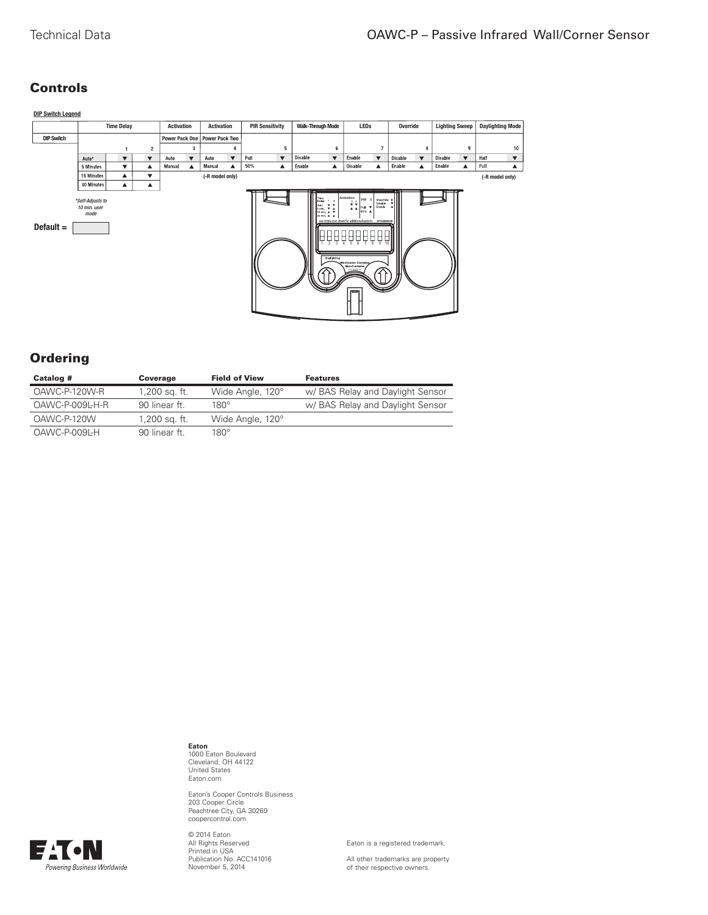## Controls

**DIP Switch Legend**

| | Time Delay | | | Activation | | Activation | | PIR Sensitivity | | Walk-Through Mode | | LEDs | | Override | | Lighting Sweep | | Daylighting Mode | |
|---|---|---|---|---|---|---|---|---|---|---|---|---|---|---|---|---|---|---|---|
| DIP Switch | | | | Power Pack One | | Power Pack Two | | | | | | | | | | | | | |
| | | 1 | 2 | | 3 | | 4 | | 5 | | 6 | | 7 | | 8 | | 9 | | 10 |
| | Auto* | ▼ | ▼ | Auto | ▼ | Auto | ▼ | Full | ▼ | Disable | ▼ | Enable | ▼ | Disable | ▼ | Disable | ▼ | Half | ▼ |
| | 5 Minutes | ▼ | ▲ | Manual | ▲ | Manual | ▲ | 50% | ▲ | Enable | ▲ | Disable | ▲ | Enable | ▲ | Enable | ▲ | Full | ▲ |
| | 15 Minutes | ▲ | ▼ | | | (-R model only) | | | | | | | | | | | | (-R model only) | |
| | 30 Minutes | ▲ | ▲ | | | | | | | | | | | | | | | | |

*Self-Adjusts to 10 min. user mode

**Default =**

## Ordering

| Catalog # | Coverage | Field of View | Features |
|---|---|---|---|
| OAWC-P-120W-R | 1,200 sq. ft. | Wide Angle, 120° | w/ BAS Relay and Daylight Sensor |
| OAWC-P-009L-H-R | 90 linear ft. | 180° | w/ BAS Relay and Daylight Sensor |
| OAWC-P-120W | 1,200 sq. ft. | Wide Angle, 120° | |
| OAWC-P-009L-H | 90 linear ft. | 180° | |

**Eaton**
1000 Eaton Boulevard
Cleveland, OH 44122
United States
Eaton.com

Eaton's Cooper Controls Business
203 Cooper Circle
Peachtree City, GA 30269
coopercontrol.com

© 2014 Eaton
All Rights Reserved
Printed in USA
Publication No. ACC141016
November 5, 2014

Eaton is a registered trademark.

All other trademarks are property of their respective owners.

Powering Business Worldwide